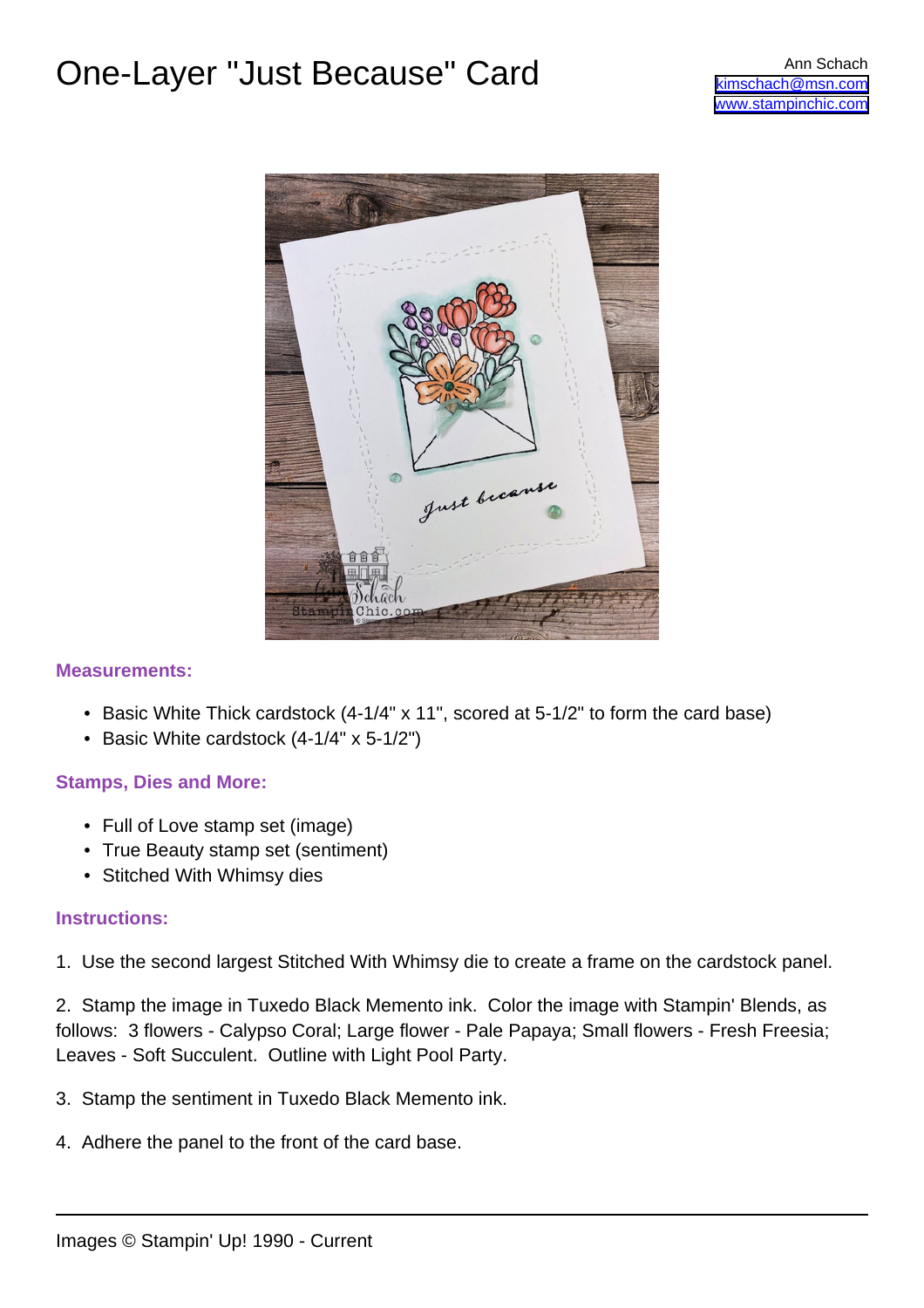# One-Layer "Just Because" Card

Ann Schach
kimschach@msn.com
www.stampinchic.com

### Measurements:

- Basic White Thick cardstock (4-1/4" x 11", scored at 5-1/2" to form the card base)
- Basic White cardstock (4-1/4" x 5-1/2")

### Stamps, Dies and More:

- Full of Love stamp set (image)
- True Beauty stamp set (sentiment)
- Stitched With Whimsy dies

### Instructions:

1. Use the second largest Stitched With Whimsy die to create a frame on the cardstock panel.

2. Stamp the image in Tuxedo Black Memento ink. Color the image with Stampin' Blends, as follows: 3 flowers - Calypso Coral; Large flower - Pale Papaya; Small flowers - Fresh Freesia; Leaves - Soft Succulent. Outline with Light Pool Party.

3. Stamp the sentiment in Tuxedo Black Memento ink.

4. Adhere the panel to the front of the card base.

Images © Stampin' Up! 1990 - Current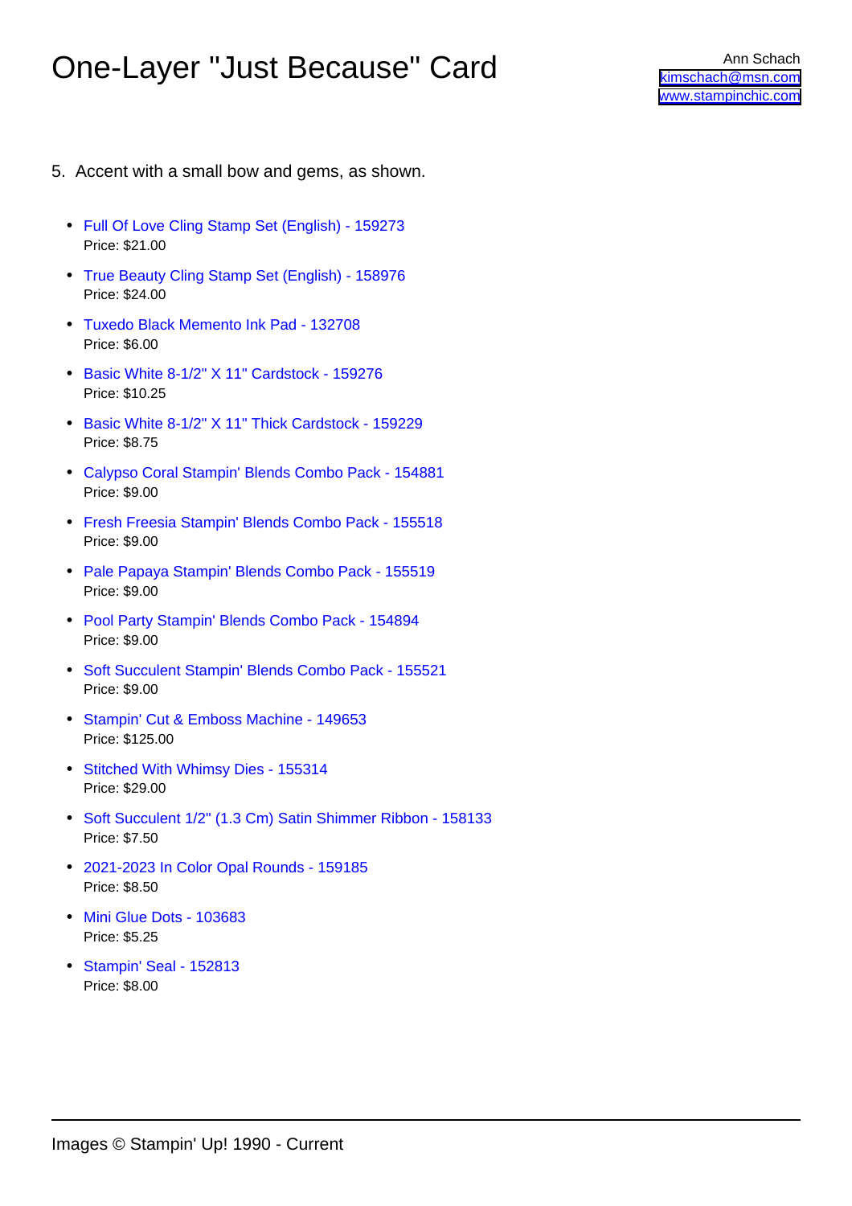5. Accent with a small bow and gems, as shown.

- Full Of Love Cling Stamp Set (English) - 159273
  Price: $21.00
- True Beauty Cling Stamp Set (English) - 158976
  Price: $24.00
- Tuxedo Black Memento Ink Pad - 132708
  Price: $6.00
- Basic White 8-1/2" X 11" Cardstock - 159276
  Price: $10.25
- Basic White 8-1/2" X 11" Thick Cardstock - 159229
  Price: $8.75
- Calypso Coral Stampin' Blends Combo Pack - 154881
  Price: $9.00
- Fresh Freesia Stampin' Blends Combo Pack - 155518
  Price: $9.00
- Pale Papaya Stampin' Blends Combo Pack - 155519
  Price: $9.00
- Pool Party Stampin' Blends Combo Pack - 154894
  Price: $9.00
- Soft Succulent Stampin' Blends Combo Pack - 155521
  Price: $9.00
- Stampin' Cut & Emboss Machine - 149653
  Price: $125.00
- Stitched With Whimsy Dies - 155314
  Price: $29.00
- Soft Succulent 1/2" (1.3 Cm) Satin Shimmer Ribbon - 158133
  Price: $7.50
- 2021-2023 In Color Opal Rounds - 159185
  Price: $8.50
- Mini Glue Dots - 103683
  Price: $5.25
- Stampin' Seal - 152813
  Price: $8.00